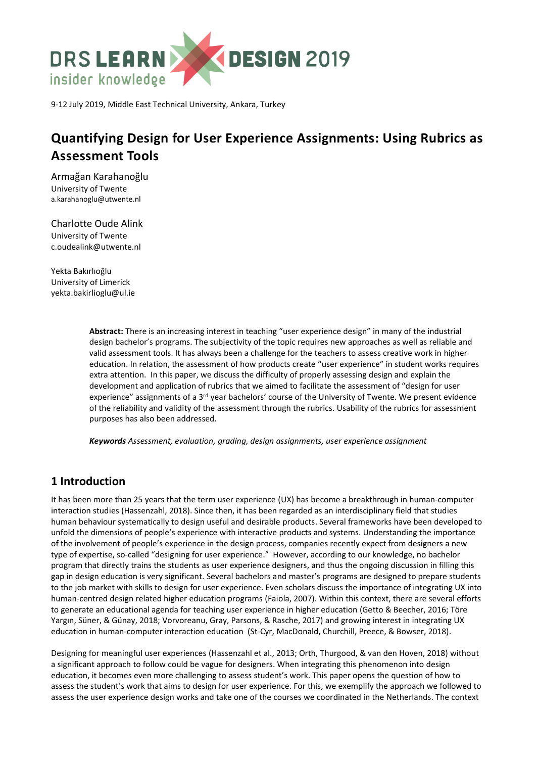DRS LEARN X DESIGN 2019
insider knowledge

9-12 July 2019, Middle East Technical University, Ankara, Turkey

# Quantifying Design for User Experience Assignments: Using Rubrics as Assessment Tools

Armağan Karahanoğlu
University of Twente
a.karahanoglu@utwente.nl

Charlotte Oude Alink
University of Twente
c.oudealink@utwente.nl

Yekta Bakırlıoğlu
University of Limerick
yekta.bakirlioglu@ul.ie

**Abstract:** There is an increasing interest in teaching "user experience design" in many of the industrial design bachelor's programs. The subjectivity of the topic requires new approaches as well as reliable and valid assessment tools. It has always been a challenge for the teachers to assess creative work in higher education. In relation, the assessment of how products create "user experience" in student works requires extra attention. In this paper, we discuss the difficulty of properly assessing design and explain the development and application of rubrics that we aimed to facilitate the assessment of "design for user experience" assignments of a 3rd year bachelors' course of the University of Twente. We present evidence of the reliability and validity of the assessment through the rubrics. Usability of the rubrics for assessment purposes has also been addressed.

***Keywords*** *Assessment, evaluation, grading, design assignments, user experience assignment*

## 1 Introduction

It has been more than 25 years that the term user experience (UX) has become a breakthrough in human-computer interaction studies (Hassenzahl, 2018). Since then, it has been regarded as an interdisciplinary field that studies human behaviour systematically to design useful and desirable products. Several frameworks have been developed to unfold the dimensions of people's experience with interactive products and systems. Understanding the importance of the involvement of people's experience in the design process, companies recently expect from designers a new type of expertise, so-called "designing for user experience." However, according to our knowledge, no bachelor program that directly trains the students as user experience designers, and thus the ongoing discussion in filling this gap in design education is very significant. Several bachelors and master's programs are designed to prepare students to the job market with skills to design for user experience. Even scholars discuss the importance of integrating UX into human-centred design related higher education programs (Faiola, 2007). Within this context, there are several efforts to generate an educational agenda for teaching user experience in higher education (Getto & Beecher, 2016; Töre Yargın, Süner, & Günay, 2018; Vorvoreanu, Gray, Parsons, & Rasche, 2017) and growing interest in integrating UX education in human-computer interaction education (St-Cyr, MacDonald, Churchill, Preece, & Bowser, 2018).

Designing for meaningful user experiences (Hassenzahl et al., 2013; Orth, Thurgood, & van den Hoven, 2018) without a significant approach to follow could be vague for designers. When integrating this phenomenon into design education, it becomes even more challenging to assess student's work. This paper opens the question of how to assess the student's work that aims to design for user experience. For this, we exemplify the approach we followed to assess the user experience design works and take one of the courses we coordinated in the Netherlands. The context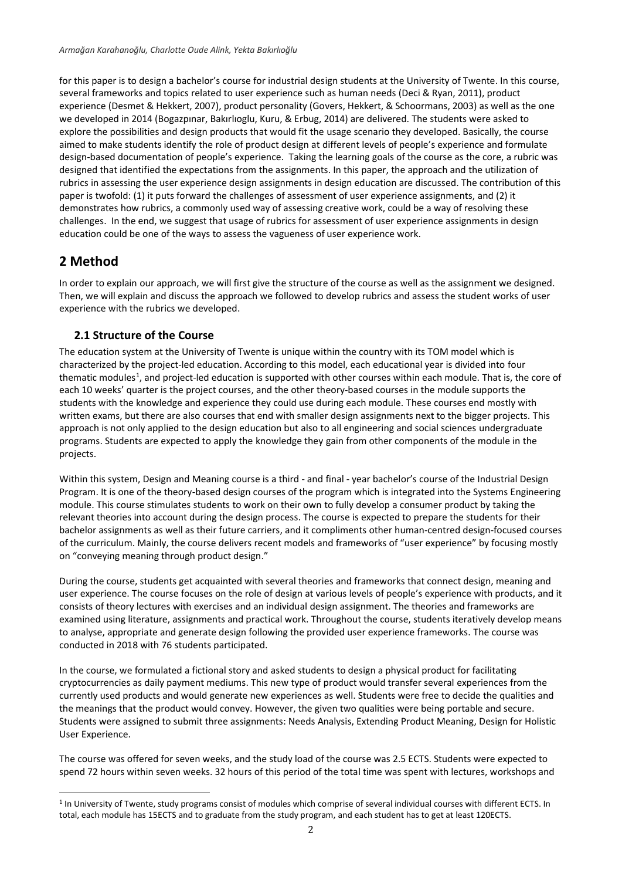for this paper is to design a bachelor's course for industrial design students at the University of Twente. In this course, several frameworks and topics related to user experience such as human needs (Deci & Ryan, 2011), product experience (Desmet & Hekkert, 2007), product personality (Govers, Hekkert, & Schoormans, 2003) as well as the one we developed in 2014 (Bogazpınar, Bakırlıoglu, Kuru, & Erbug, 2014) are delivered. The students were asked to explore the possibilities and design products that would fit the usage scenario they developed. Basically, the course aimed to make students identify the role of product design at different levels of people's experience and formulate design-based documentation of people's experience. Taking the learning goals of the course as the core, a rubric was designed that identified the expectations from the assignments. In this paper, the approach and the utilization of rubrics in assessing the user experience design assignments in design education are discussed. The contribution of this paper is twofold: (1) it puts forward the challenges of assessment of user experience assignments, and (2) it demonstrates how rubrics, a commonly used way of assessing creative work, could be a way of resolving these challenges. In the end, we suggest that usage of rubrics for assessment of user experience assignments in design education could be one of the ways to assess the vagueness of user experience work.

## 2 Method

In order to explain our approach, we will first give the structure of the course as well as the assignment we designed. Then, we will explain and discuss the approach we followed to develop rubrics and assess the student works of user experience with the rubrics we developed.

### 2.1 Structure of the Course

The education system at the University of Twente is unique within the country with its TOM model which is characterized by the project-led education. According to this model, each educational year is divided into four thematic modules[1], and project-led education is supported with other courses within each module. That is, the core of each 10 weeks' quarter is the project courses, and the other theory-based courses in the module supports the students with the knowledge and experience they could use during each module. These courses end mostly with written exams, but there are also courses that end with smaller design assignments next to the bigger projects. This approach is not only applied to the design education but also to all engineering and social sciences undergraduate programs. Students are expected to apply the knowledge they gain from other components of the module in the projects.

Within this system, Design and Meaning course is a third - and final - year bachelor's course of the Industrial Design Program. It is one of the theory-based design courses of the program which is integrated into the Systems Engineering module. This course stimulates students to work on their own to fully develop a consumer product by taking the relevant theories into account during the design process. The course is expected to prepare the students for their bachelor assignments as well as their future carriers, and it compliments other human-centred design-focused courses of the curriculum. Mainly, the course delivers recent models and frameworks of "user experience" by focusing mostly on "conveying meaning through product design."

During the course, students get acquainted with several theories and frameworks that connect design, meaning and user experience. The course focuses on the role of design at various levels of people's experience with products, and it consists of theory lectures with exercises and an individual design assignment. The theories and frameworks are examined using literature, assignments and practical work. Throughout the course, students iteratively develop means to analyse, appropriate and generate design following the provided user experience frameworks. The course was conducted in 2018 with 76 students participated.

In the course, we formulated a fictional story and asked students to design a physical product for facilitating cryptocurrencies as daily payment mediums. This new type of product would transfer several experiences from the currently used products and would generate new experiences as well. Students were free to decide the qualities and the meanings that the product would convey. However, the given two qualities were being portable and secure. Students were assigned to submit three assignments: Needs Analysis, Extending Product Meaning, Design for Holistic User Experience.

The course was offered for seven weeks, and the study load of the course was 2.5 ECTS. Students were expected to spend 72 hours within seven weeks. 32 hours of this period of the total time was spent with lectures, workshops and

[1] In University of Twente, study programs consist of modules which comprise of several individual courses with different ECTS. In total, each module has 15ECTS and to graduate from the study program, and each student has to get at least 120ECTS.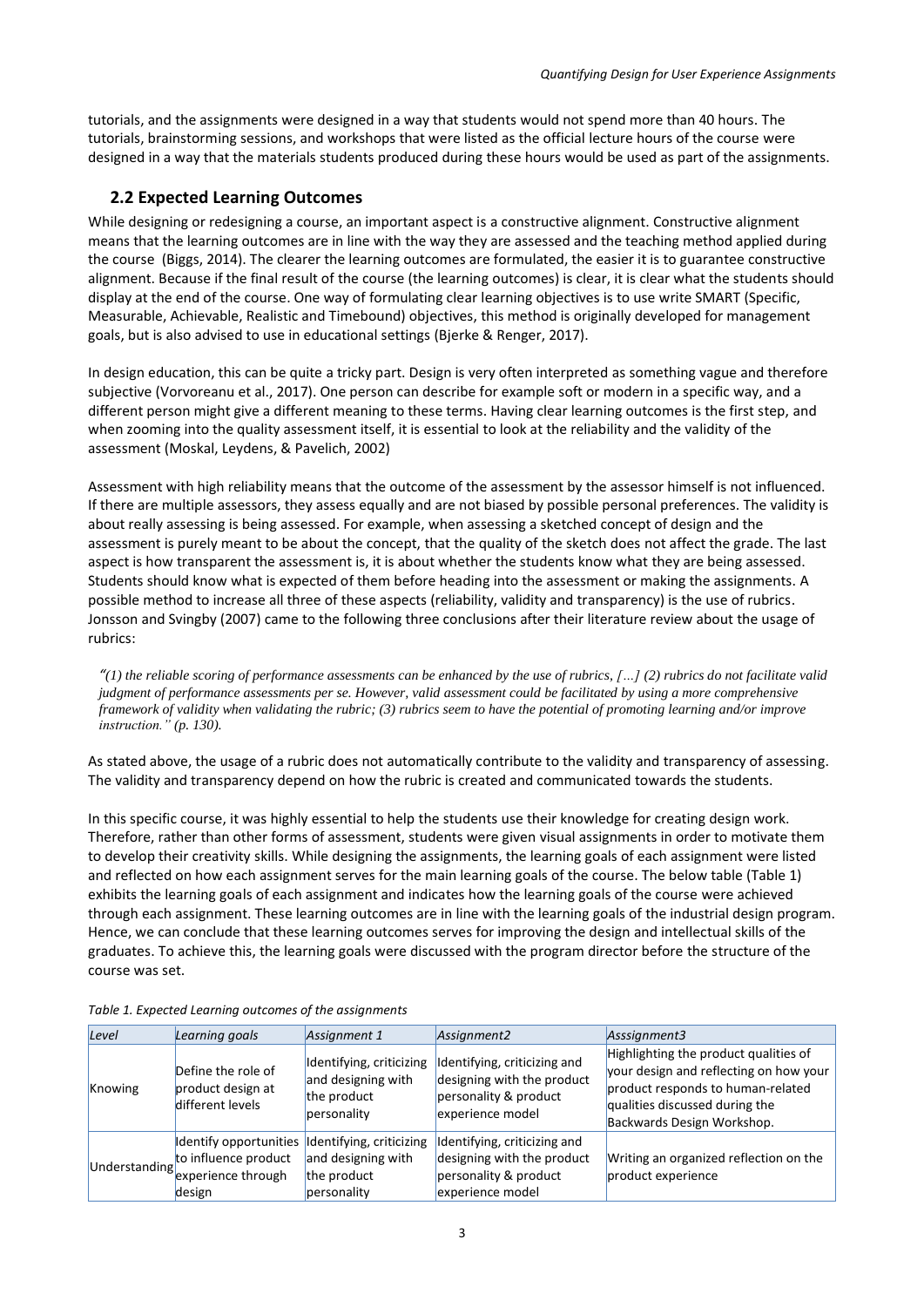tutorials, and the assignments were designed in a way that students would not spend more than 40 hours. The tutorials, brainstorming sessions, and workshops that were listed as the official lecture hours of the course were designed in a way that the materials students produced during these hours would be used as part of the assignments.

## 2.2 Expected Learning Outcomes

While designing or redesigning a course, an important aspect is a constructive alignment. Constructive alignment means that the learning outcomes are in line with the way they are assessed and the teaching method applied during the course (Biggs, 2014). The clearer the learning outcomes are formulated, the easier it is to guarantee constructive alignment. Because if the final result of the course (the learning outcomes) is clear, it is clear what the students should display at the end of the course. One way of formulating clear learning objectives is to use write SMART (Specific, Measurable, Achievable, Realistic and Timebound) objectives, this method is originally developed for management goals, but is also advised to use in educational settings (Bjerke & Renger, 2017).

In design education, this can be quite a tricky part. Design is very often interpreted as something vague and therefore subjective (Vorvoreanu et al., 2017). One person can describe for example soft or modern in a specific way, and a different person might give a different meaning to these terms. Having clear learning outcomes is the first step, and when zooming into the quality assessment itself, it is essential to look at the reliability and the validity of the assessment (Moskal, Leydens, & Pavelich, 2002)

Assessment with high reliability means that the outcome of the assessment by the assessor himself is not influenced. If there are multiple assessors, they assess equally and are not biased by possible personal preferences. The validity is about really assessing is being assessed. For example, when assessing a sketched concept of design and the assessment is purely meant to be about the concept, that the quality of the sketch does not affect the grade. The last aspect is how transparent the assessment is, it is about whether the students know what they are being assessed. Students should know what is expected of them before heading into the assessment or making the assignments. A possible method to increase all three of these aspects (reliability, validity and transparency) is the use of rubrics. Jonsson and Svingby (2007) came to the following three conclusions after their literature review about the usage of rubrics:

> *"(1) the reliable scoring of performance assessments can be enhanced by the use of rubrics, […] (2) rubrics do not facilitate valid judgment of performance assessments per se. However, valid assessment could be facilitated by using a more comprehensive framework of validity when validating the rubric; (3) rubrics seem to have the potential of promoting learning and/or improve instruction." (p. 130).*

As stated above, the usage of a rubric does not automatically contribute to the validity and transparency of assessing. The validity and transparency depend on how the rubric is created and communicated towards the students.

In this specific course, it was highly essential to help the students use their knowledge for creating design work. Therefore, rather than other forms of assessment, students were given visual assignments in order to motivate them to develop their creativity skills. While designing the assignments, the learning goals of each assignment were listed and reflected on how each assignment serves for the main learning goals of the course. The below table (Table 1) exhibits the learning goals of each assignment and indicates how the learning goals of the course were achieved through each assignment. These learning outcomes are in line with the learning goals of the industrial design program. Hence, we can conclude that these learning outcomes serves for improving the design and intellectual skills of the graduates. To achieve this, the learning goals were discussed with the program director before the structure of the course was set.

*Table 1. Expected Learning outcomes of the assignments*

| *Level* | *Learning goals* | *Assignment 1* | *Assignment2* | *Asssignment3* |
|---|---|---|---|---|
| Knowing | Define the role of product design at different levels | Identifying, criticizing and designing with the product personality | Identifying, criticizing and designing with the product personality & product experience model | Highlighting the product qualities of your design and reflecting on how your product responds to human-related qualities discussed during the Backwards Design Workshop. |
| Understanding | Identify opportunities to influence product experience through design | Identifying, criticizing and designing with the product personality | Identifying, criticizing and designing with the product personality & product experience model | Writing an organized reflection on the product experience |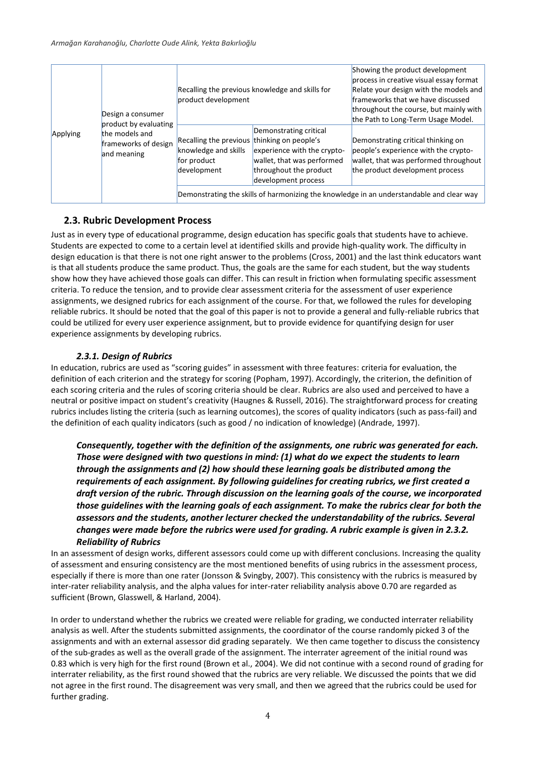| Applying | Design a consumer product by evaluating the models and frameworks of design and meaning | Recalling the previous knowledge and skills for product development | | Showing the product development process in creative visual essay format Relate your design with the models and frameworks that we have discussed throughout the course, but mainly with the Path to Long-Term Usage Model. |
|---|---|---|---|---|
| | | Recalling the previous knowledge and skills for product development | Demonstrating critical thinking on people's experience with the crypto-wallet, that was performed throughout the product development process | Demonstrating critical thinking on people's experience with the crypto-wallet, that was performed throughout the product development process |
| | | Demonstrating the skills of harmonizing the knowledge in an understandable and clear way | | |

## 2.3. Rubric Development Process

Just as in every type of educational programme, design education has specific goals that students have to achieve. Students are expected to come to a certain level at identified skills and provide high-quality work. The difficulty in design education is that there is not one right answer to the problems (Cross, 2001) and the last think educators want is that all students produce the same product. Thus, the goals are the same for each student, but the way students show how they have achieved those goals can differ. This can result in friction when formulating specific assessment criteria. To reduce the tension, and to provide clear assessment criteria for the assessment of user experience assignments, we designed rubrics for each assignment of the course. For that, we followed the rules for developing reliable rubrics. It should be noted that the goal of this paper is not to provide a general and fully-reliable rubrics that could be utilized for every user experience assignment, but to provide evidence for quantifying design for user experience assignments by developing rubrics.

### *2.3.1. Design of Rubrics*

In education, rubrics are used as "scoring guides" in assessment with three features: criteria for evaluation, the definition of each criterion and the strategy for scoring (Popham, 1997). Accordingly, the criterion, the definition of each scoring criteria and the rules of scoring criteria should be clear. Rubrics are also used and perceived to have a neutral or positive impact on student's creativity (Haugnes & Russell, 2016). The straightforward process for creating rubrics includes listing the criteria (such as learning outcomes), the scores of quality indicators (such as pass-fail) and the definition of each quality indicators (such as good / no indication of knowledge) (Andrade, 1997).

***Consequently, together with the definition of the assignments, one rubric was generated for each. Those were designed with two questions in mind: (1) what do we expect the students to learn through the assignments and (2) how should these learning goals be distributed among the requirements of each assignment. By following guidelines for creating rubrics, we first created a draft version of the rubric. Through discussion on the learning goals of the course, we incorporated those guidelines with the learning goals of each assignment. To make the rubrics clear for both the assessors and the students, another lecturer checked the understandability of the rubrics. Several changes were made before the rubrics were used for grading. A rubric example is given in 2.3.2. Reliability of Rubrics***

In an assessment of design works, different assessors could come up with different conclusions. Increasing the quality of assessment and ensuring consistency are the most mentioned benefits of using rubrics in the assessment process, especially if there is more than one rater (Jonsson & Svingby, 2007). This consistency with the rubrics is measured by inter-rater reliability analysis, and the alpha values for inter-rater reliability analysis above 0.70 are regarded as sufficient (Brown, Glasswell, & Harland, 2004).

In order to understand whether the rubrics we created were reliable for grading, we conducted interrater reliability analysis as well. After the students submitted assignments, the coordinator of the course randomly picked 3 of the assignments and with an external assessor did grading separately. We then came together to discuss the consistency of the sub-grades as well as the overall grade of the assignment. The interrater agreement of the initial round was 0.83 which is very high for the first round (Brown et al., 2004). We did not continue with a second round of grading for interrater reliability, as the first round showed that the rubrics are very reliable. We discussed the points that we did not agree in the first round. The disagreement was very small, and then we agreed that the rubrics could be used for further grading.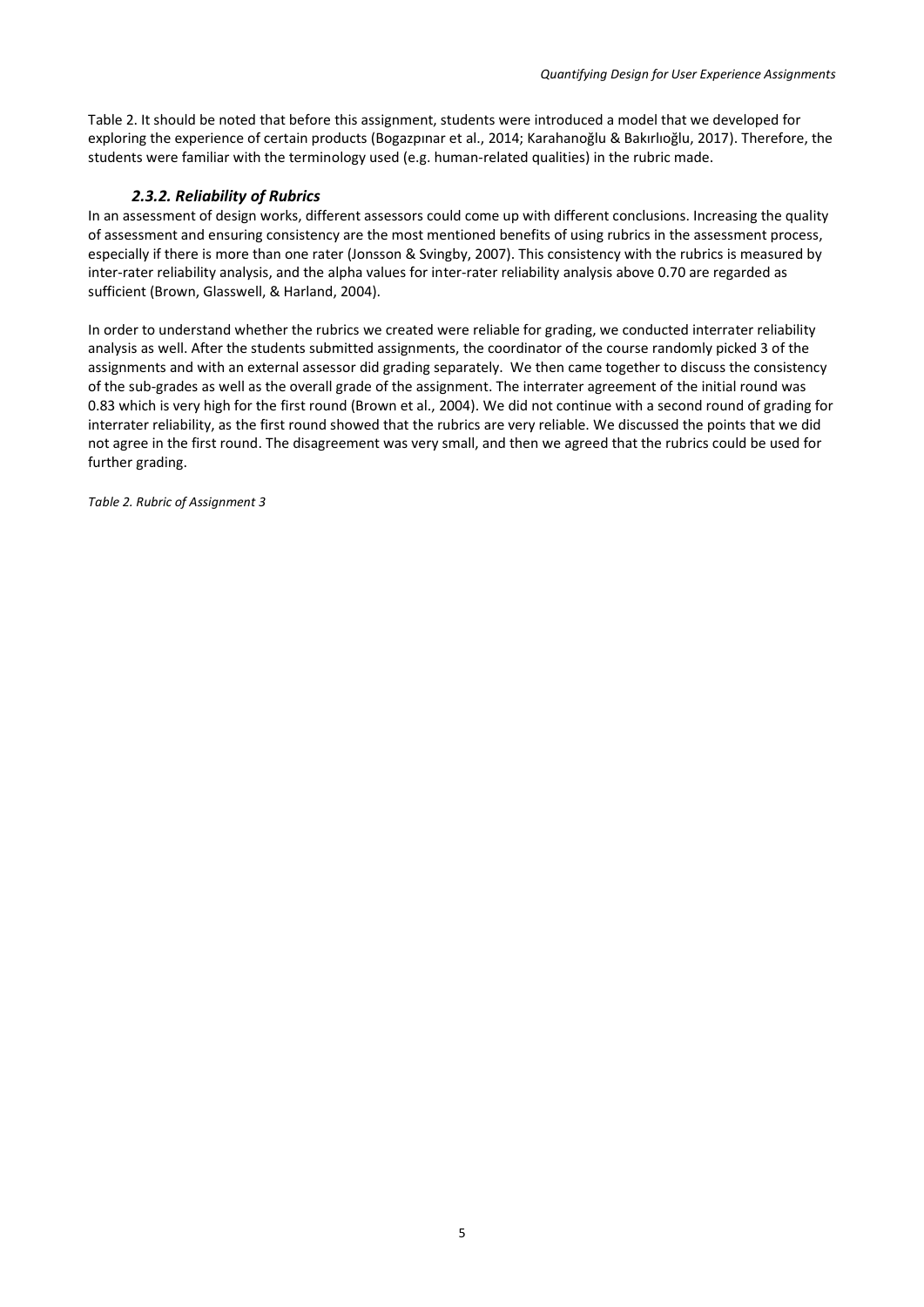Table 2. It should be noted that before this assignment, students were introduced a model that we developed for exploring the experience of certain products (Bogazpınar et al., 2014; Karahanoğlu & Bakırlıoğlu, 2017). Therefore, the students were familiar with the terminology used (e.g. human-related qualities) in the rubric made.

### *2.3.2. Reliability of Rubrics*

In an assessment of design works, different assessors could come up with different conclusions. Increasing the quality of assessment and ensuring consistency are the most mentioned benefits of using rubrics in the assessment process, especially if there is more than one rater (Jonsson & Svingby, 2007). This consistency with the rubrics is measured by inter-rater reliability analysis, and the alpha values for inter-rater reliability analysis above 0.70 are regarded as sufficient (Brown, Glasswell, & Harland, 2004).

In order to understand whether the rubrics we created were reliable for grading, we conducted interrater reliability analysis as well. After the students submitted assignments, the coordinator of the course randomly picked 3 of the assignments and with an external assessor did grading separately. We then came together to discuss the consistency of the sub-grades as well as the overall grade of the assignment. The interrater agreement of the initial round was 0.83 which is very high for the first round (Brown et al., 2004). We did not continue with a second round of grading for interrater reliability, as the first round showed that the rubrics are very reliable. We discussed the points that we did not agree in the first round. The disagreement was very small, and then we agreed that the rubrics could be used for further grading.

*Table 2. Rubric of Assignment 3*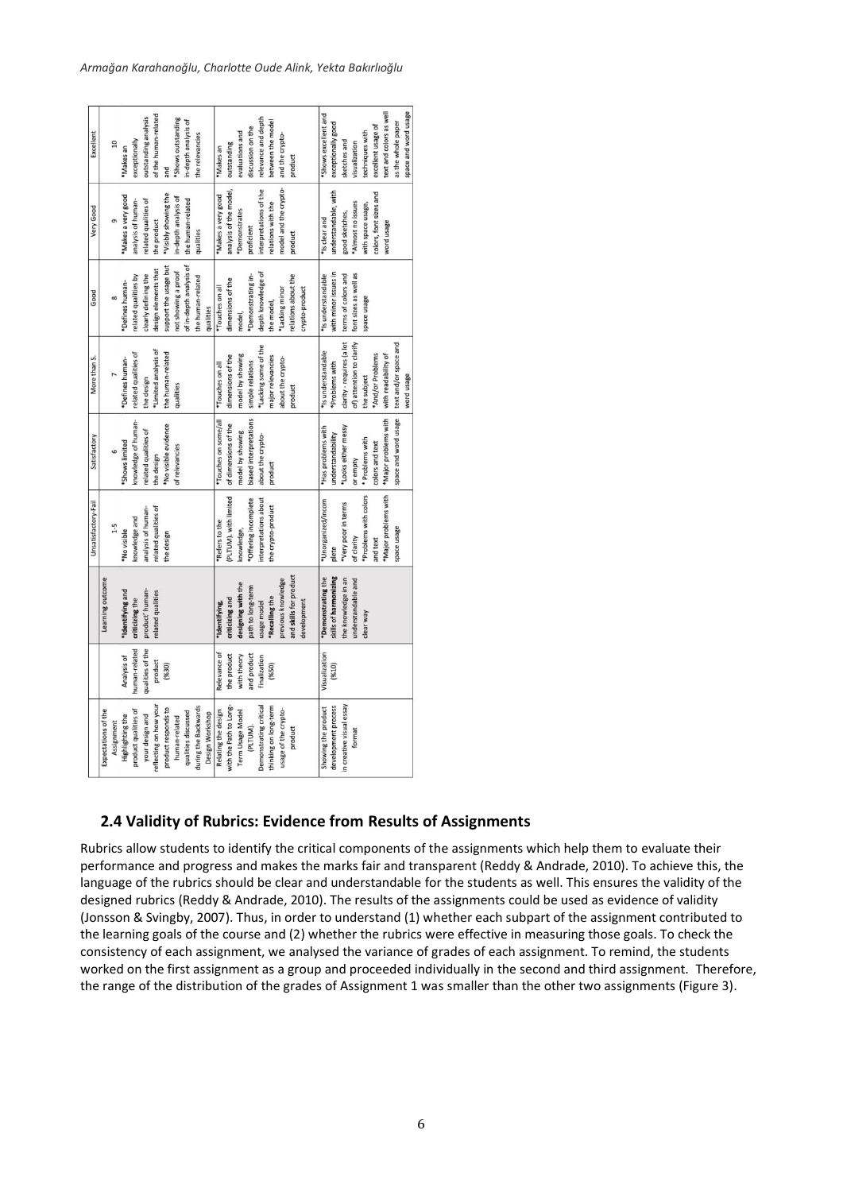| Expectations of the Assignment | | Learning outcome | Unsatisfactory-Fail | Satisfactory | More than S. | Good | Very Good | Excellent |
|---|---|---|---|---|---|---|---|---|
| | | | 1-5 | 6 | 7 | 8 | 9 | 10 |
| Highlighting the product qualities of your design and reflecting on how your product responds to human-related qualities discussed during the Backwards Design Workshop | Analysis of human-related qualities of the product (%30) | *Identifying and criticizing the product' human-related qualities | *No visible knowledge and analysis of human-related qualities of the design | *Shows limited knowledge of human-related qualities of the design *No visible evidence of relevancies | *Defines human-related qualities of the design *Limited analysis of the human-related qualities | *Defines human-related qualities by clearly defining the design elements that support the usage but not showing a proof of in-depth analysis of the human-related qualities | *Makes a very good analysis of human-related qualities of the product *Visibly showing the in-depth analysis of the human-related qualities | *Makes an exceptionally outstanding analysis of the human-related and *Shows outstanding in-depth analysis of the relevancies |
| Relating the design with the Path to Long-Term Usage Model (PLTUM). Demonstrating critical thinking on long-term usage of the crypto-product | Relevance of the product with theory and product finalization (%50) | *Identifying, criticizing and designing with the path to long-term usage model *Recalling the previous knowledge and skills for product development | *Refers to the (PLTUM), with limited knowledge, *Offering incomplete interpretations about the crypto-product | *Touches on some/all of dimensions of the model by showing biased interpretations about the crypto-product | *Touches on all dimensions of the model by showing simple relations *Lacking some of the major relevancies about the crypto-product | *Touches on all dimensions of the model, *Demonstrating in-depth knowledge of the model, *Lacking minor relations about the crypto-product | *Makes a very good analysis of the model, *Demonstrates proficient interpretations of the relations with the model and the crypto-product | *Makes an outstanding evaluations and discussion on the relevance and depth between the model and the crypto-product |
| Showing the product development process in creative visual essay format | Visualization (%10) | *Demonstrating the skills of harmonizing the knowledge in an understandable and clear way | *Unorganized/incomplete *Very poor in terms of clarity *Problems with colors and text *Major problems with space usage | *Has problems with understandability *Looks either messy or empty * Problems with colors and text *Major problems with space and word usage | *Is understandable *Problems with clarity - requires (a lot of) attention to clarify the subject *And/or Problems with readability of text and/or space and word usage | *Is understandable with minor issues in terms of colors and font sizes as well as space usage | *Is clear and understandable, with good sketches, *Almost no issues with space usage, colors, font sizes and word usage | *Shows excellent and exceptionally good sketches and visualization techniques with excellent usage of text and colors as well as the whole paper space and word usage |

## 2.4 Validity of Rubrics: Evidence from Results of Assignments

Rubrics allow students to identify the critical components of the assignments which help them to evaluate their performance and progress and makes the marks fair and transparent (Reddy & Andrade, 2010). To achieve this, the language of the rubrics should be clear and understandable for the students as well. This ensures the validity of the designed rubrics (Reddy & Andrade, 2010). The results of the assignments could be used as evidence of validity (Jonsson & Svingby, 2007). Thus, in order to understand (1) whether each subpart of the assignment contributed to the learning goals of the course and (2) whether the rubrics were effective in measuring those goals. To check the consistency of each assignment, we analysed the variance of grades of each assignment. To remind, the students worked on the first assignment as a group and proceeded individually in the second and third assignment. Therefore, the range of the distribution of the grades of Assignment 1 was smaller than the other two assignments (Figure 3).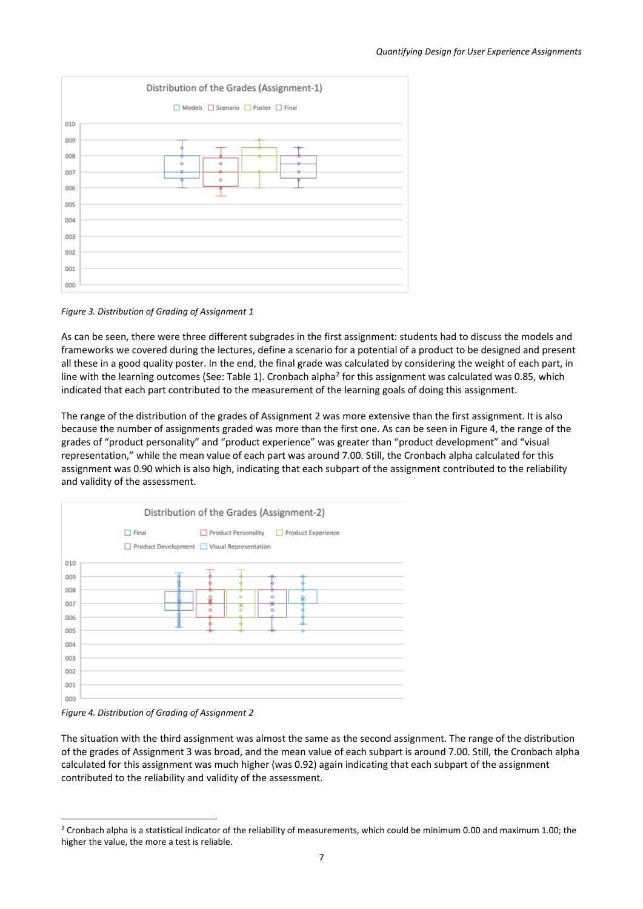Figure 3. Distribution of Grading of Assignment 1

As can be seen, there were three different subgrades in the first assignment: students had to discuss the models and frameworks we covered during the lectures, define a scenario for a potential of a product to be designed and present all these in a good quality poster. In the end, the final grade was calculated by considering the weight of each part, in line with the learning outcomes (See: Table 1). Cronbach alpha[2] for this assignment was calculated was 0.85, which indicated that each part contributed to the measurement of the learning goals of doing this assignment.

The range of the distribution of the grades of Assignment 2 was more extensive than the first assignment. It is also because the number of assignments graded was more than the first one. As can be seen in Figure 4, the range of the grades of "product personality" and "product experience" was greater than "product development" and "visual representation," while the mean value of each part was around 7.00. Still, the Cronbach alpha calculated for this assignment was 0.90 which is also high, indicating that each subpart of the assignment contributed to the reliability and validity of the assessment.

Figure 4. Distribution of Grading of Assignment 2

The situation with the third assignment was almost the same as the second assignment. The range of the distribution of the grades of Assignment 3 was broad, and the mean value of each subpart is around 7.00. Still, the Cronbach alpha calculated for this assignment was much higher (was 0.92) again indicating that each subpart of the assignment contributed to the reliability and validity of the assessment.

[2] Cronbach alpha is a statistical indicator of the reliability of measurements, which could be minimum 0.00 and maximum 1.00; the higher the value, the more a test is reliable.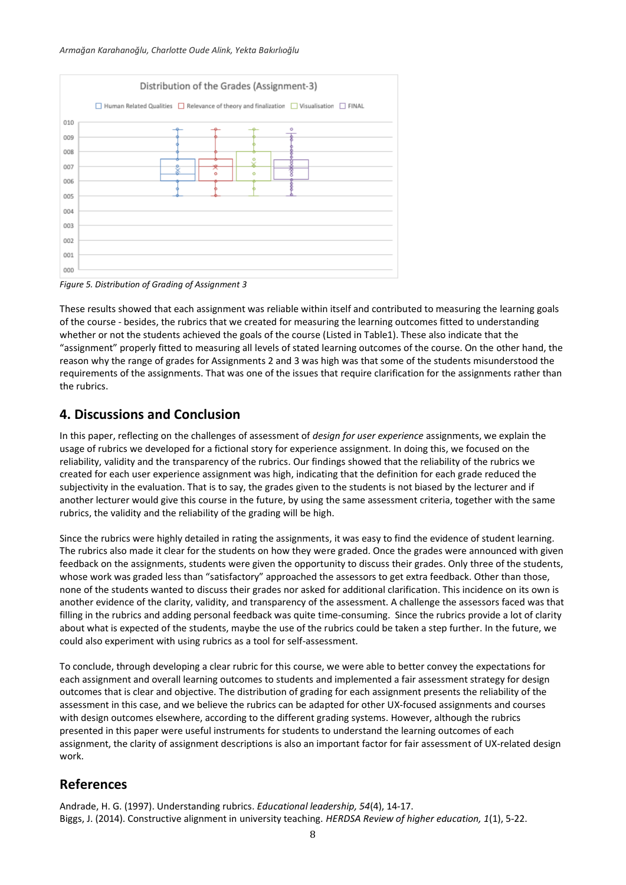Distribution of the Grades (Assignment-3)

Figure 5. Distribution of Grading of Assignment 3

These results showed that each assignment was reliable within itself and contributed to measuring the learning goals of the course - besides, the rubrics that we created for measuring the learning outcomes fitted to understanding whether or not the students achieved the goals of the course (Listed in Table1). These also indicate that the “assignment” properly fitted to measuring all levels of stated learning outcomes of the course. On the other hand, the reason why the range of grades for Assignments 2 and 3 was high was that some of the students misunderstood the requirements of the assignments. That was one of the issues that require clarification for the assignments rather than the rubrics.

## 4. Discussions and Conclusion

In this paper, reflecting on the challenges of assessment of *design for user experience* assignments, we explain the usage of rubrics we developed for a fictional story for experience assignment. In doing this, we focused on the reliability, validity and the transparency of the rubrics. Our findings showed that the reliability of the rubrics we created for each user experience assignment was high, indicating that the definition for each grade reduced the subjectivity in the evaluation. That is to say, the grades given to the students is not biased by the lecturer and if another lecturer would give this course in the future, by using the same assessment criteria, together with the same rubrics, the validity and the reliability of the grading will be high.

Since the rubrics were highly detailed in rating the assignments, it was easy to find the evidence of student learning. The rubrics also made it clear for the students on how they were graded. Once the grades were announced with given feedback on the assignments, students were given the opportunity to discuss their grades. Only three of the students, whose work was graded less than “satisfactory” approached the assessors to get extra feedback. Other than those, none of the students wanted to discuss their grades nor asked for additional clarification. This incidence on its own is another evidence of the clarity, validity, and transparency of the assessment. A challenge the assessors faced was that filling in the rubrics and adding personal feedback was quite time-consuming. Since the rubrics provide a lot of clarity about what is expected of the students, maybe the use of the rubrics could be taken a step further. In the future, we could also experiment with using rubrics as a tool for self-assessment.

To conclude, through developing a clear rubric for this course, we were able to better convey the expectations for each assignment and overall learning outcomes to students and implemented a fair assessment strategy for design outcomes that is clear and objective. The distribution of grading for each assignment presents the reliability of the assessment in this case, and we believe the rubrics can be adapted for other UX-focused assignments and courses with design outcomes elsewhere, according to the different grading systems. However, although the rubrics presented in this paper were useful instruments for students to understand the learning outcomes of each assignment, the clarity of assignment descriptions is also an important factor for fair assessment of UX-related design work.

## References

Andrade, H. G. (1997). Understanding rubrics. *Educational leadership, 54*(4), 14-17.
Biggs, J. (2014). Constructive alignment in university teaching. *HERDSA Review of higher education, 1*(1), 5-22.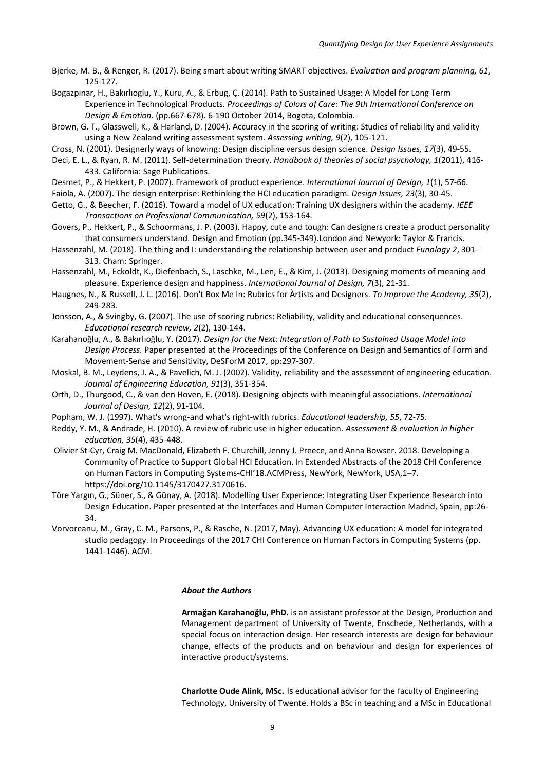Bjerke, M. B., & Renger, R. (2017). Being smart about writing SMART objectives. *Evaluation and program planning, 61*, 125-127.

Bogazpınar, H., Bakırlıoglu, Y., Kuru, A., & Erbug, Ç. (2014). Path to Sustained Usage: A Model for Long Term Experience in Technological Products*. Proceedings of Colors of Care: The 9th International Conference on Design & Emotion.* (pp.667-678). 6-190 October 2014, Bogota, Colombia.

Brown, G. T., Glasswell, K., & Harland, D. (2004). Accuracy in the scoring of writing: Studies of reliability and validity using a New Zealand writing assessment system. *Assessing writing, 9*(2), 105-121.

Cross, N. (2001). Designerly ways of knowing: Design discipline versus design science. *Design Issues, 17*(3), 49-55.

Deci, E. L., & Ryan, R. M. (2011). Self-determination theory. *Handbook of theories of social psychology, 1*(2011), 416-433. California: Sage Publications.

Desmet, P., & Hekkert, P. (2007). Framework of product experience. *International Journal of Design, 1*(1), 57-66.

Faiola, A. (2007). The design enterprise: Rethinking the HCI education paradigm. *Design Issues, 23*(3), 30-45.

Getto, G., & Beecher, F. (2016). Toward a model of UX education: Training UX designers within the academy. *IEEE Transactions on Professional Communication, 59*(2), 153-164.

Govers, P., Hekkert, P., & Schoormans, J. P. (2003). Happy, cute and tough: Can designers create a product personality that consumers understand. Design and Emotion (pp.345-349).London and Newyork: Taylor & Francis.

Hassenzahl, M. (2018). The thing and I: understanding the relationship between user and product *Funology 2*, 301-313. Cham: Springer.

Hassenzahl, M., Eckoldt, K., Diefenbach, S., Laschke, M., Len, E., & Kim, J. (2013). Designing moments of meaning and pleasure. Experience design and happiness. *International Journal of Design, 7*(3), 21-31.

Haugnes, N., & Russell, J. L. (2016). Don't Box Me In: Rubrics for Àrtists and Designers. *To Improve the Academy, 35*(2), 249-283.

Jonsson, A., & Svingby, G. (2007). The use of scoring rubrics: Reliability, validity and educational consequences. *Educational research review, 2*(2), 130-144.

Karahanoğlu, A., & Bakırlıoğlu, Y. (2017). *Design for the Next: Integration of Path to Sustained Usage Model into Design Process.* Paper presented at the Proceedings of the Conference on Design and Semantics of Form and Movement-Sense and Sensitivity, DeSForM 2017, pp:297-307.

Moskal, B. M., Leydens, J. A., & Pavelich, M. J. (2002). Validity, reliability and the assessment of engineering education. *Journal of Engineering Education, 91*(3), 351-354.

Orth, D., Thurgood, C., & van den Hoven, E. (2018). Designing objects with meaningful associations. *International Journal of Design, 12*(2), 91-104.

Popham, W. J. (1997). What's wrong-and what's right-with rubrics. *Educational leadership, 55*, 72-75.

Reddy, Y. M., & Andrade, H. (2010). A review of rubric use in higher education. *Assessment & evaluation in higher education, 35*(4), 435-448.

Olivier St-Cyr, Craig M. MacDonald, Elizabeth F. Churchill, Jenny J. Preece, and Anna Bowser. 2018. Developing a Community of Practice to Support Global HCI Education. In Extended Abstracts of the 2018 CHI Conference on Human Factors in Computing Systems-CHI'18.ACMPress, NewYork, NewYork, USA,1–7. https://doi.org/10.1145/3170427.3170616.

Töre Yargın, G., Süner, S., & Günay, A. (2018). Modelling User Experience: Integrating User Experience Research into Design Education. Paper presented at the Interfaces and Human Computer Interaction Madrid, Spain, pp:26-34.

Vorvoreanu, M., Gray, C. M., Parsons, P., & Rasche, N. (2017, May). Advancing UX education: A model for integrated studio pedagogy. In Proceedings of the 2017 CHI Conference on Human Factors in Computing Systems (pp. 1441-1446). ACM.

***About the Authors***

**Armağan Karahanoğlu, PhD.** is an assistant professor at the Design, Production and Management department of University of Twente, Enschede, Netherlands, with a special focus on interaction design. Her research interests are design for behaviour change, effects of the products and on behaviour and design for experiences of interactive product/systems.

**Charlotte Oude Alink, MSc.** Is educational advisor for the faculty of Engineering Technology, University of Twente. Holds a BSc in teaching and a MSc in Educational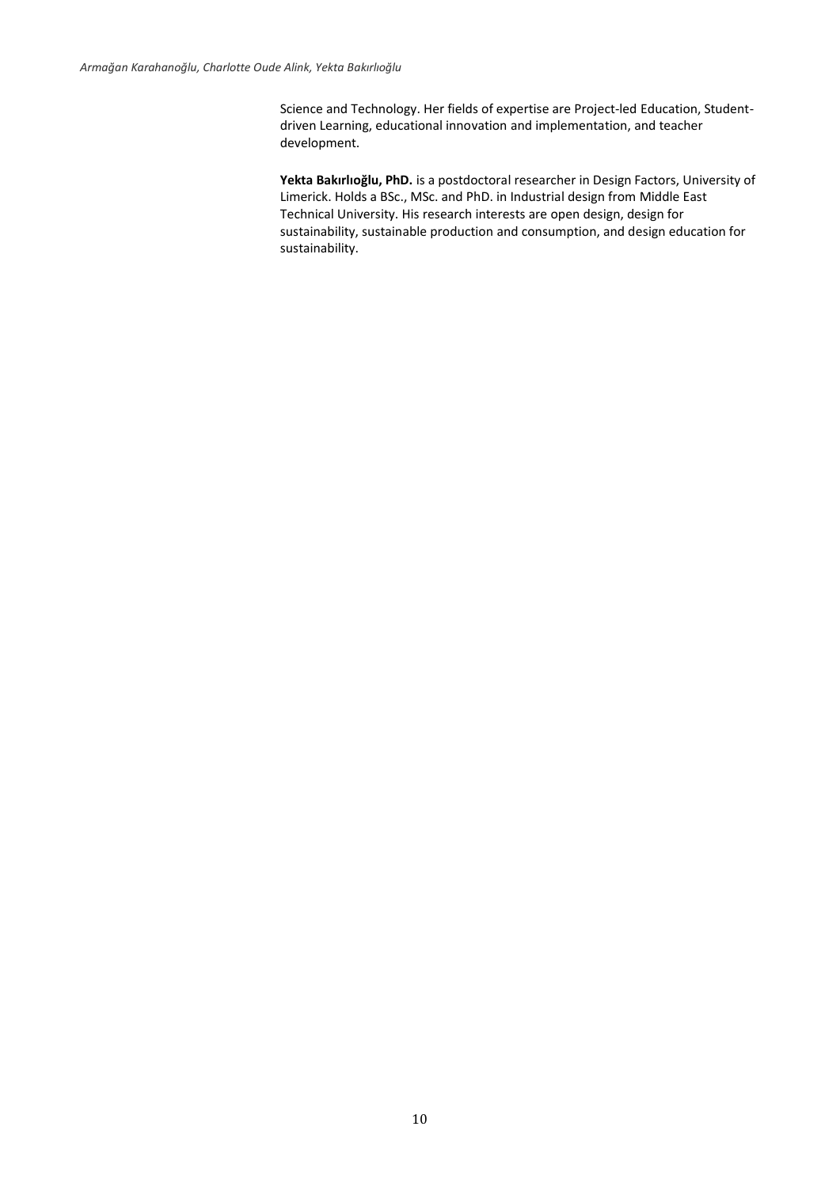Science and Technology. Her fields of expertise are Project-led Education, Student-driven Learning, educational innovation and implementation, and teacher development.

**Yekta Bakırlıoğlu, PhD.** is a postdoctoral researcher in Design Factors, University of Limerick. Holds a BSc., MSc. and PhD. in Industrial design from Middle East Technical University. His research interests are open design, design for sustainability, sustainable production and consumption, and design education for sustainability.